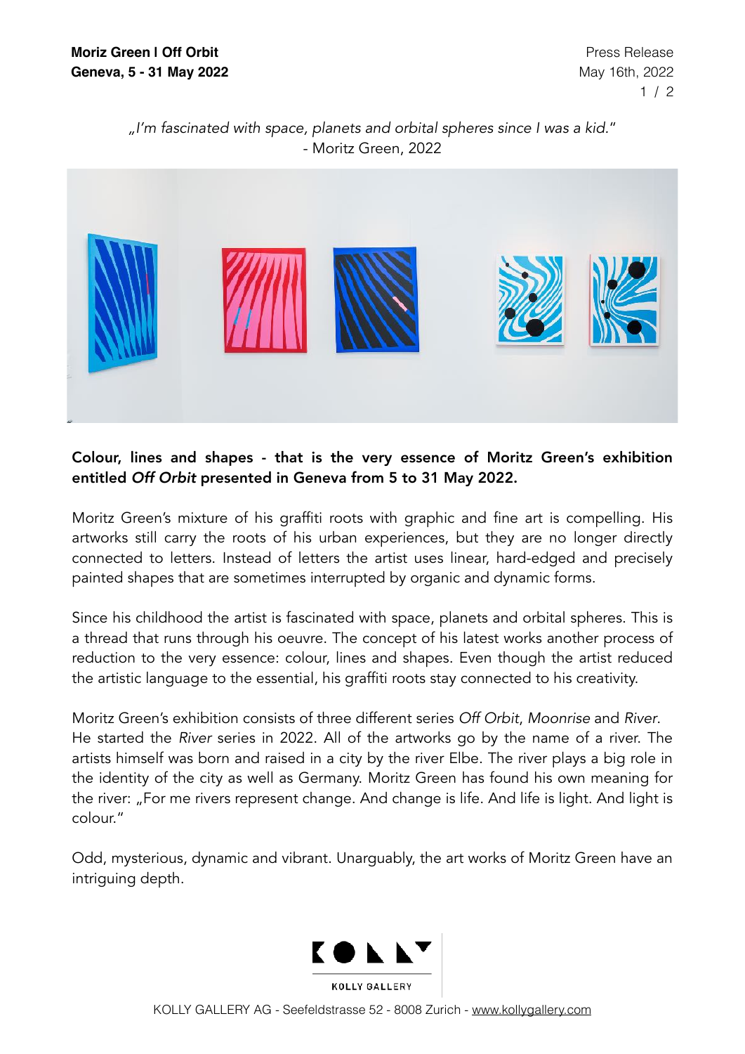**Moriz Green I Off Orbit**
**Geneva, 5 - 31 May 2022**

Press Release
May 16th, 2022

*„I'm fascinated with space, planets and orbital spheres since I was a kid."*
- Moritz Green, 2022

**Colour, lines and shapes - that is the very essence of Moritz Green's exhibition entitled *Off Orbit* presented in Geneva from 5 to 31 May 2022.**

Moritz Green's mixture of his graffiti roots with graphic and fine art is compelling. His artworks still carry the roots of his urban experiences, but they are no longer directly connected to letters. Instead of letters the artist uses linear, hard-edged and precisely painted shapes that are sometimes interrupted by organic and dynamic forms.

Since his childhood the artist is fascinated with space, planets and orbital spheres. This is a thread that runs through his oeuvre. The concept of his latest works another process of reduction to the very essence: colour, lines and shapes. Even though the artist reduced the artistic language to the essential, his graffiti roots stay connected to his creativity.

Moritz Green's exhibition consists of three different series *Off Orbit*, *Moonrise* and *River*. He started the *River* series in 2022. All of the artworks go by the name of a river. The artists himself was born and raised in a city by the river Elbe. The river plays a big role in the identity of the city as well as Germany. Moritz Green has found his own meaning for the river: „For me rivers represent change. And change is life. And life is light. And light is colour."

Odd, mysterious, dynamic and vibrant. Unarguably, the art works of Moritz Green have an intriguing depth.

KOLLY GALLERY

KOLLY GALLERY AG - Seefeldstrasse 52 - 8008 Zurich - www.kollygallery.com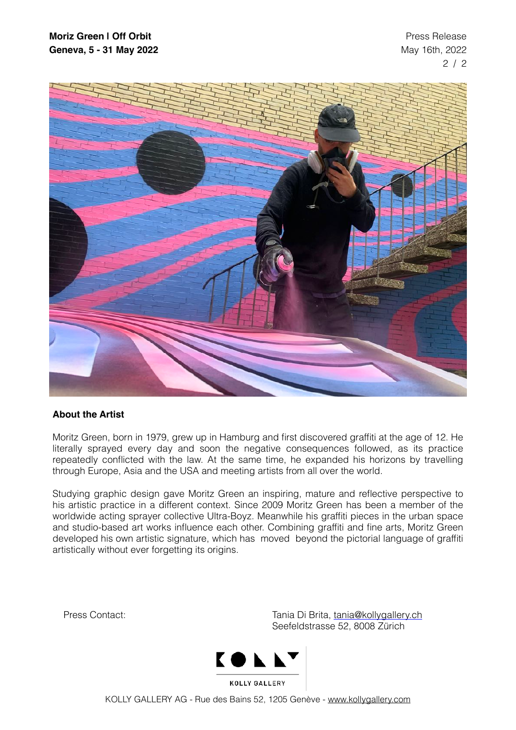**Moriz Green I Off Orbit**
**Geneva, 5 - 31 May 2022**

Press Release
May 16th, 2022

### About the Artist

Moritz Green, born in 1979, grew up in Hamburg and first discovered graffiti at the age of 12. He literally sprayed every day and soon the negative consequences followed, as its practice repeatedly conflicted with the law. At the same time, he expanded his horizons by travelling through Europe, Asia and the USA and meeting artists from all over the world.

Studying graphic design gave Moritz Green an inspiring, mature and reflective perspective to his artistic practice in a different context. Since 2009 Moritz Green has been a member of the worldwide acting sprayer collective Ultra-Boyz. Meanwhile his graffiti pieces in the urban space and studio-based art works influence each other. Combining graffiti and fine arts, Moritz Green developed his own artistic signature, which has moved beyond the pictorial language of graffiti artistically without ever forgetting its origins.

Press Contact:

Tania Di Brita, tania@kollygallery.ch
Seefeldstrasse 52, 8008 Zürich

KOLLY GALLERY

KOLLY GALLERY AG - Rue des Bains 52, 1205 Genève - www.kollygallery.com